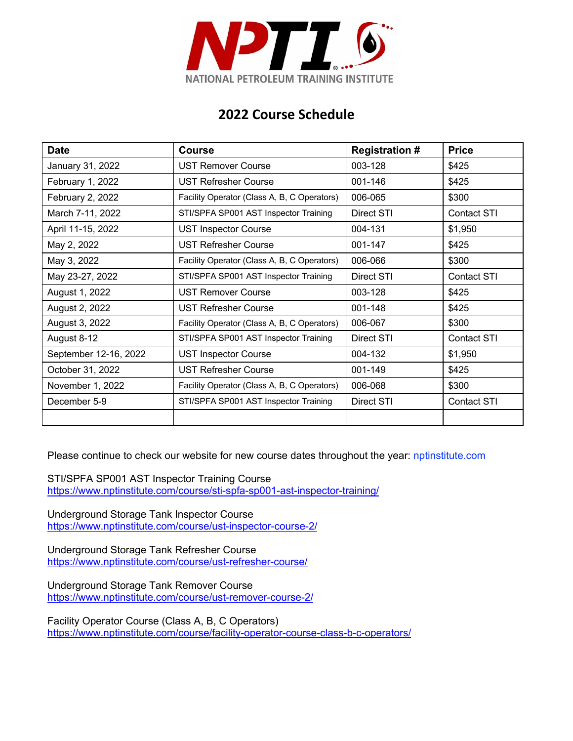NATIONAL PETROLEUM TRAINING INSTITUTE

## 2022 Course Schedule

| Date | Course | Registration # | Price |
|---|---|---|---|
| January 31, 2022 | UST Remover Course | 003-128 | $425 |
| February 1, 2022 | UST Refresher Course | 001-146 | $425 |
| February 2, 2022 | Facility Operator (Class A, B, C Operators) | 006-065 | $300 |
| March 7-11, 2022 | STI/SPFA SP001 AST Inspector Training | Direct STI | Contact STI |
| April 11-15, 2022 | UST Inspector Course | 004-131 | $1,950 |
| May 2, 2022 | UST Refresher Course | 001-147 | $425 |
| May 3, 2022 | Facility Operator (Class A, B, C Operators) | 006-066 | $300 |
| May 23-27, 2022 | STI/SPFA SP001 AST Inspector Training | Direct STI | Contact STI |
| August 1, 2022 | UST Remover Course | 003-128 | $425 |
| August 2, 2022 | UST Refresher Course | 001-148 | $425 |
| August 3, 2022 | Facility Operator (Class A, B, C Operators) | 006-067 | $300 |
| August 8-12 | STI/SPFA SP001 AST Inspector Training | Direct STI | Contact STI |
| September 12-16, 2022 | UST Inspector Course | 004-132 | $1,950 |
| October 31, 2022 | UST Refresher Course | 001-149 | $425 |
| November 1, 2022 | Facility Operator (Class A, B, C Operators) | 006-068 | $300 |
| December 5-9 | STI/SPFA SP001 AST Inspector Training | Direct STI | Contact STI |
| | | | |

Please continue to check our website for new course dates throughout the year: nptinstitute.com

STI/SPFA SP001 AST Inspector Training Course
https://www.nptinstitute.com/course/sti-spfa-sp001-ast-inspector-training/

Underground Storage Tank Inspector Course
https://www.nptinstitute.com/course/ust-inspector-course-2/

Underground Storage Tank Refresher Course
https://www.nptinstitute.com/course/ust-refresher-course/

Underground Storage Tank Remover Course
https://www.nptinstitute.com/course/ust-remover-course-2/

Facility Operator Course (Class A, B, C Operators)
https://www.nptinstitute.com/course/facility-operator-course-class-b-c-operators/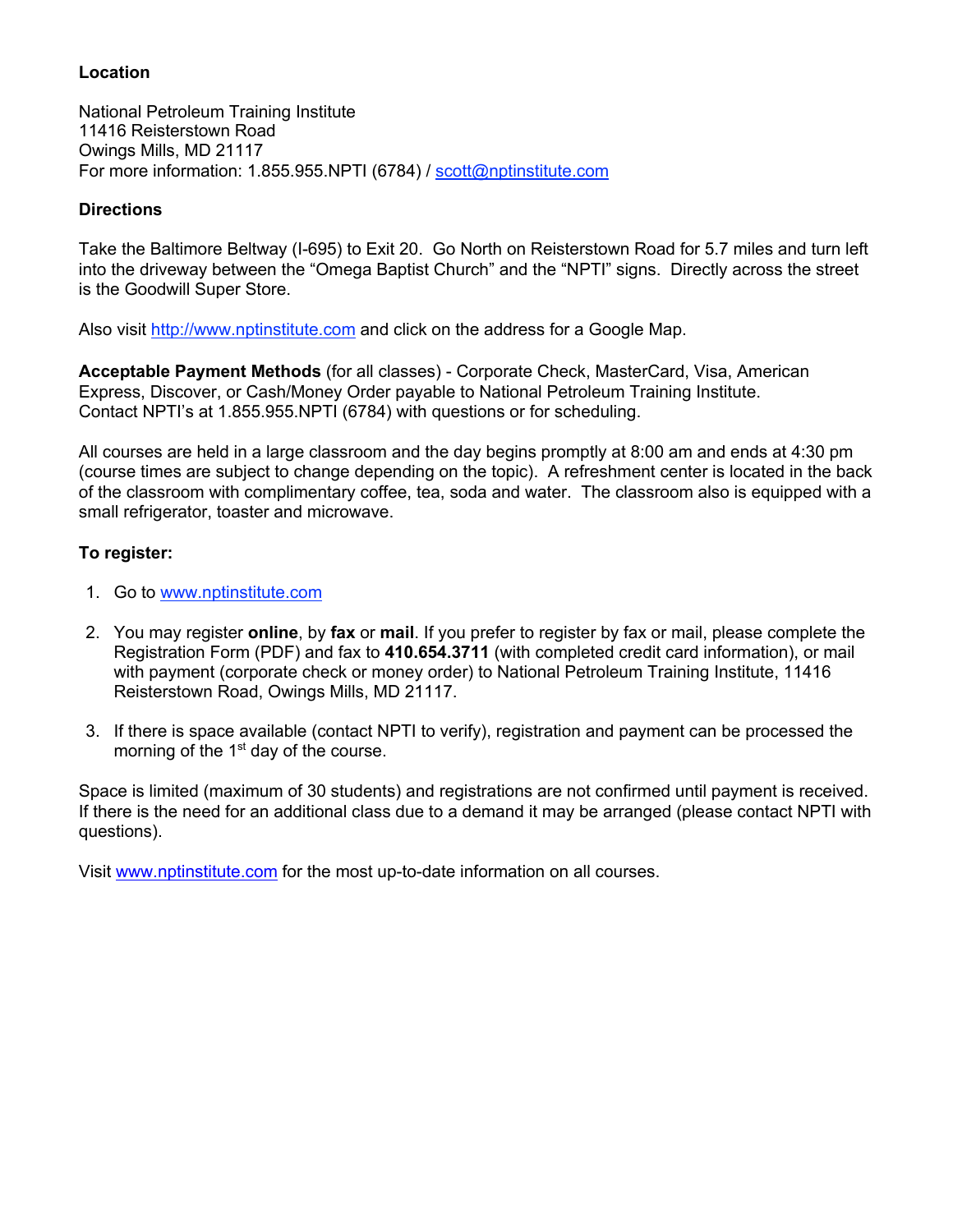**Location**

National Petroleum Training Institute
11416 Reisterstown Road
Owings Mills, MD 21117
For more information: 1.855.955.NPTI (6784) / scott@nptinstitute.com

**Directions**

Take the Baltimore Beltway (I-695) to Exit 20. Go North on Reisterstown Road for 5.7 miles and turn left into the driveway between the "Omega Baptist Church" and the "NPTI" signs. Directly across the street is the Goodwill Super Store.

Also visit http://www.nptinstitute.com and click on the address for a Google Map.

**Acceptable Payment Methods** (for all classes) - Corporate Check, MasterCard, Visa, American Express, Discover, or Cash/Money Order payable to National Petroleum Training Institute.
Contact NPTI's at 1.855.955.NPTI (6784) with questions or for scheduling.

All courses are held in a large classroom and the day begins promptly at 8:00 am and ends at 4:30 pm (course times are subject to change depending on the topic). A refreshment center is located in the back of the classroom with complimentary coffee, tea, soda and water. The classroom also is equipped with a small refrigerator, toaster and microwave.

**To register:**

1. Go to www.nptinstitute.com

2. You may register **online**, by **fax** or **mail**. If you prefer to register by fax or mail, please complete the Registration Form (PDF) and fax to **410.654.3711** (with completed credit card information), or mail with payment (corporate check or money order) to National Petroleum Training Institute, 11416 Reisterstown Road, Owings Mills, MD 21117.

3. If there is space available (contact NPTI to verify), registration and payment can be processed the morning of the 1st day of the course.

Space is limited (maximum of 30 students) and registrations are not confirmed until payment is received. If there is the need for an additional class due to a demand it may be arranged (please contact NPTI with questions).

Visit www.nptinstitute.com for the most up-to-date information on all courses.